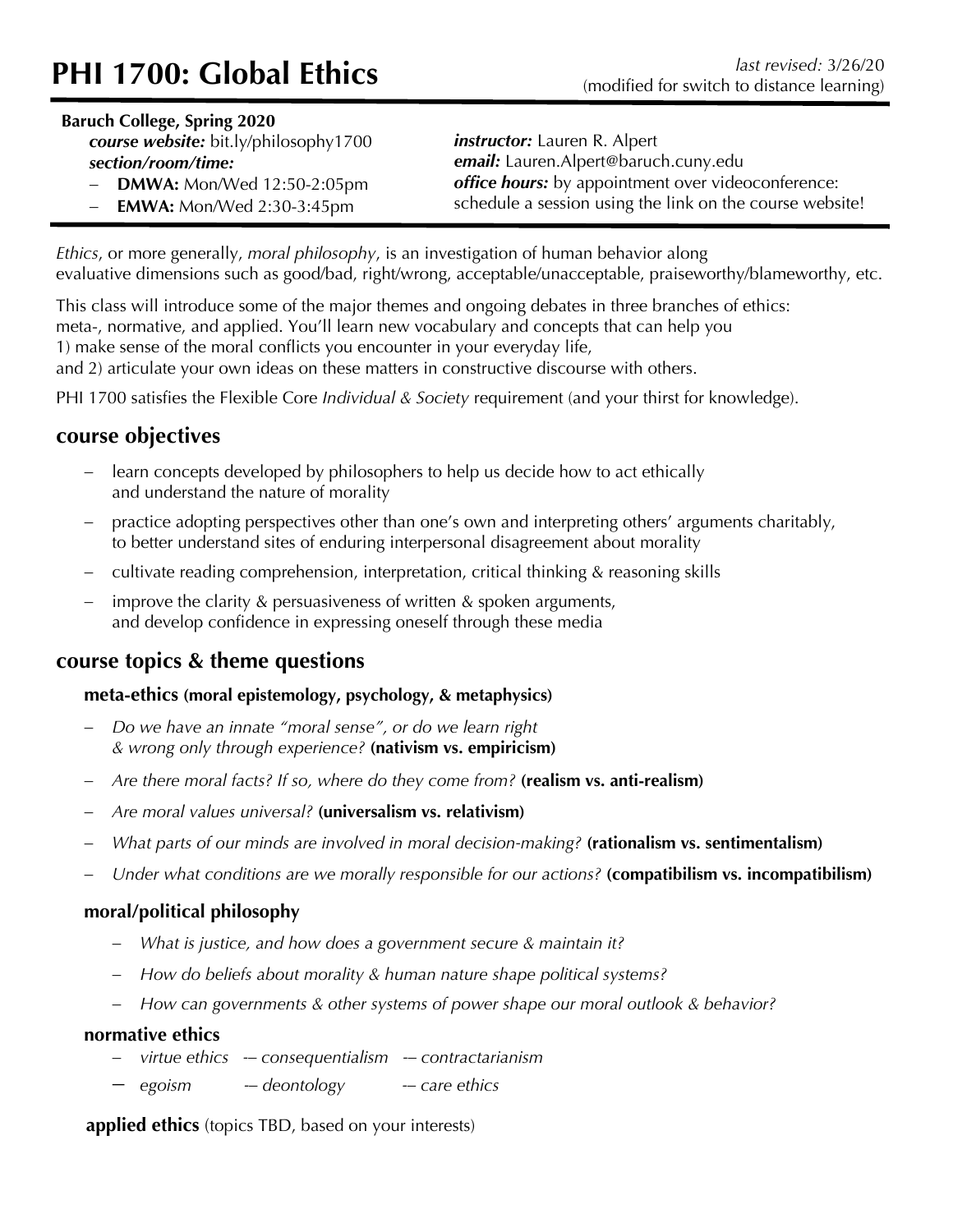# PHI 1700: Global Ethics

*last revised:* 3/26/20
(modified for switch to distance learning)

**Baruch College, Spring 2020**

***course website:*** bit.ly/philosophy1700
***section/room/time:***
- **DMWA:** Mon/Wed 12:50-2:05pm
- **EMWA:** Mon/Wed 2:30-3:45pm

***instructor:*** Lauren R. Alpert
***email:*** Lauren.Alpert@baruch.cuny.edu
***office hours:*** by appointment over videoconference: schedule a session using the link on the course website!

*Ethics*, or more generally, *moral philosophy*, is an investigation of human behavior along evaluative dimensions such as good/bad, right/wrong, acceptable/unacceptable, praiseworthy/blameworthy, etc.

This class will introduce some of the major themes and ongoing debates in three branches of ethics: meta-, normative, and applied. You'll learn new vocabulary and concepts that can help you
1) make sense of the moral conflicts you encounter in your everyday life,
and 2) articulate your own ideas on these matters in constructive discourse with others.

PHI 1700 satisfies the Flexible Core *Individual & Society* requirement (and your thirst for knowledge).

## course objectives

- learn concepts developed by philosophers to help us decide how to act ethically and understand the nature of morality
- practice adopting perspectives other than one's own and interpreting others' arguments charitably, to better understand sites of enduring interpersonal disagreement about morality
- cultivate reading comprehension, interpretation, critical thinking & reasoning skills
- improve the clarity & persuasiveness of written & spoken arguments, and develop confidence in expressing oneself through these media

## course topics & theme questions

### meta-ethics (moral epistemology, psychology, & metaphysics)

- *Do we have an innate "moral sense", or do we learn right & wrong only through experience?* **(nativism vs. empiricism)**
- *Are there moral facts? If so, where do they come from?* **(realism vs. anti-realism)**
- *Are moral values universal?* **(universalism vs. relativism)**
- *What parts of our minds are involved in moral decision-making?* **(rationalism vs. sentimentalism)**
- *Under what conditions are we morally responsible for our actions?* **(compatibilism vs. incompatibilism)**

### moral/political philosophy

- *What is justice, and how does a government secure & maintain it?*
- *How do beliefs about morality & human nature shape political systems?*
- *How can governments & other systems of power shape our moral outlook & behavior?*

### normative ethics

- *virtue ethics* -- *consequentialism* -- *contractarianism*
- *egoism* -- *deontology* -- *care ethics*

**applied ethics** (topics TBD, based on your interests)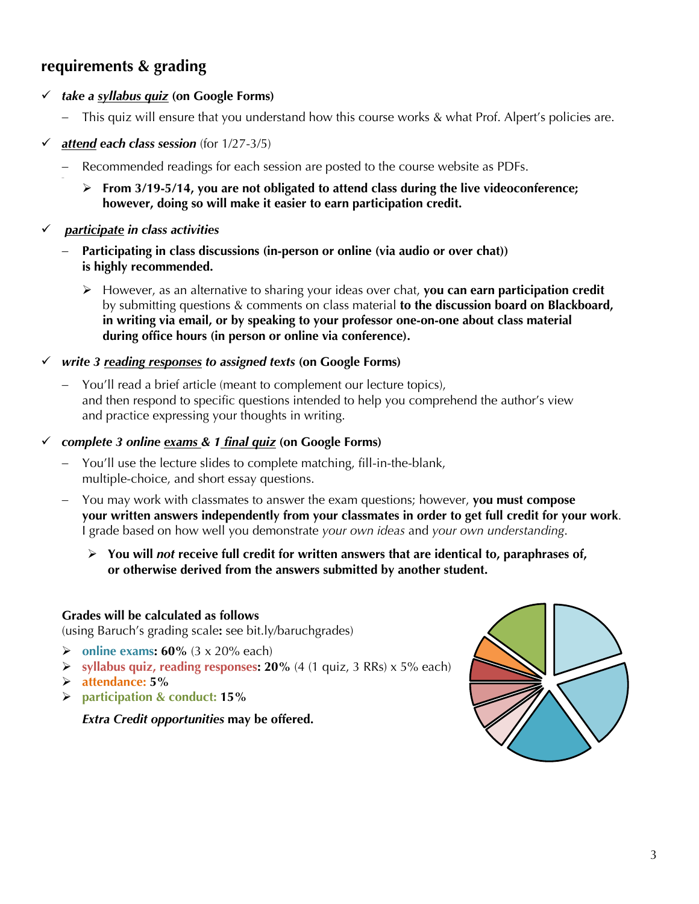## requirements & grading

- ✓ ***take a <u>syllabus quiz</u>*** **(on Google Forms)**
  - This quiz will ensure that you understand how this course works & what Prof. Alpert's policies are.

- ✓ ***<u>attend</u> each class session*** (for 1/27-3/5)
  - Recommended readings for each session are posted to the course website as PDFs.
    - ➢ **From 3/19-5/14, you are not obligated to attend class during the live videoconference; however, doing so will make it easier to earn participation credit.**

- ✓ ***<u>participate</u> in class activities***
  - **Participating in class discussions (in-person or online (via audio or over chat)) is highly recommended.**
    - ➢ However, as an alternative to sharing your ideas over chat, **you can earn participation credit** by submitting questions & comments on class material **to the discussion board on Blackboard, in writing via email, or by speaking to your professor one-on-one about class material during office hours (in person or online via conference).**

- ✓ ***write 3 <u>reading responses</u> to assigned texts*** **(on Google Forms)**
  - You'll read a brief article (meant to complement our lecture topics), and then respond to specific questions intended to help you comprehend the author's view and practice expressing your thoughts in writing.

- ✓ ***complete 3 online <u>exams</u> & 1 <u>final quiz</u>*** **(on Google Forms)**
  - You'll use the lecture slides to complete matching, fill-in-the-blank, multiple-choice, and short essay questions.
  - You may work with classmates to answer the exam questions; however, **you must compose your written answers independently from your classmates in order to get full credit for your work**. I grade based on how well you demonstrate *your own ideas* and *your own understanding*.
    - ➢ **You will *not* receive full credit for written answers that are identical to, paraphrases of, or otherwise derived from the answers submitted by another student.**

**Grades will be calculated as follows**
(using Baruch's grading scale**:** see bit.ly/baruchgrades)

- ➢ **online exams: 60%** (3 x 20% each)
- ➢ **syllabus quiz, reading responses: 20%** (4 (1 quiz, 3 RRs) x 5% each)
- ➢ **attendance: 5%**
- ➢ **participation & conduct: 15%**

***Extra Credit opportunities*** **may be offered.**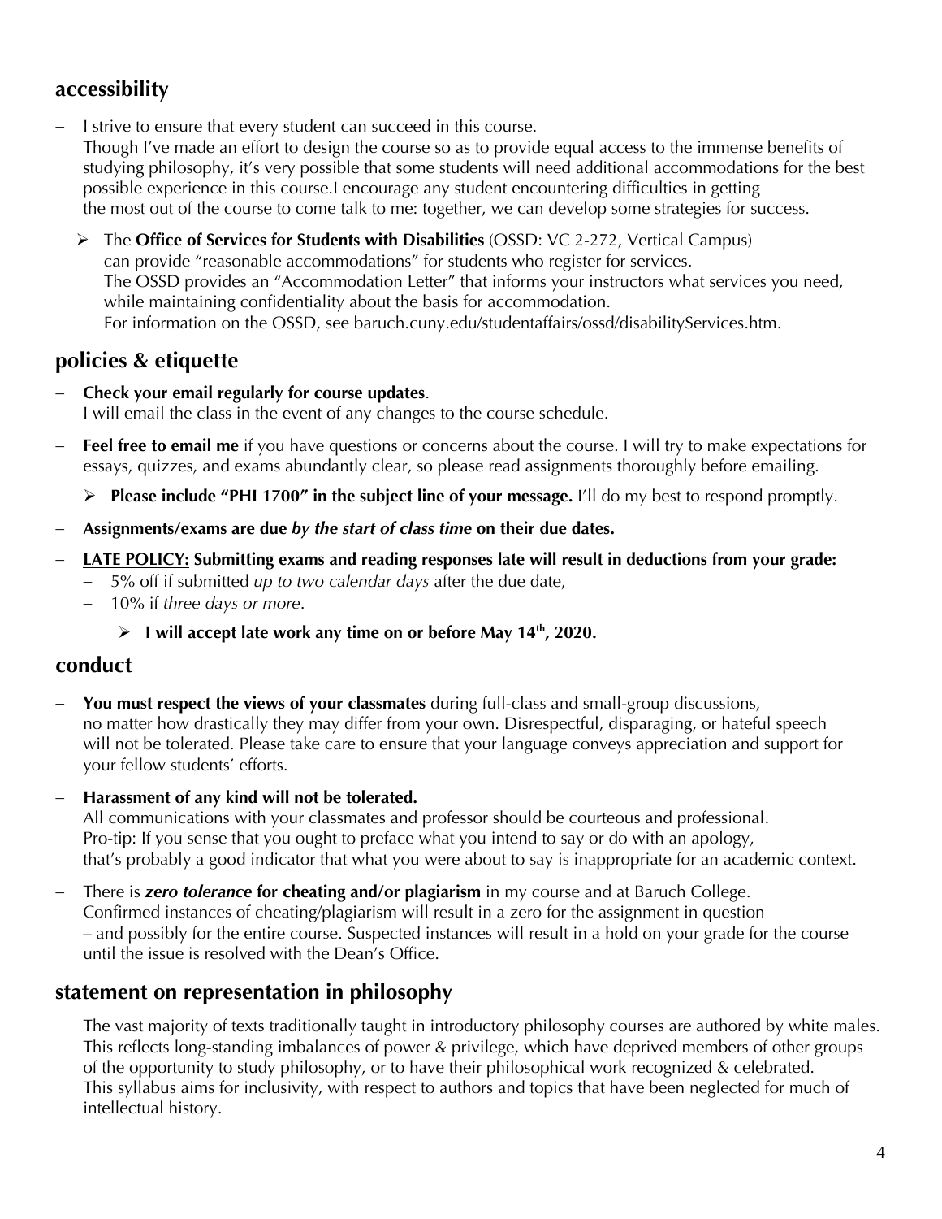## accessibility

- I strive to ensure that every student can succeed in this course.
  Though I've made an effort to design the course so as to provide equal access to the immense benefits of studying philosophy, it's very possible that some students will need additional accommodations for the best possible experience in this course.I encourage any student encountering difficulties in getting the most out of the course to come talk to me: together, we can develop some strategies for success.
  - The **Office of Services for Students with Disabilities** (OSSD: VC 2-272, Vertical Campus) can provide "reasonable accommodations" for students who register for services.
    The OSSD provides an "Accommodation Letter" that informs your instructors what services you need, while maintaining confidentiality about the basis for accommodation.
    For information on the OSSD, see baruch.cuny.edu/studentaffairs/ossd/disabilityServices.htm.

## policies & etiquette

- **Check your email regularly for course updates**.
  I will email the class in the event of any changes to the course schedule.
- **Feel free to email me** if you have questions or concerns about the course. I will try to make expectations for essays, quizzes, and exams abundantly clear, so please read assignments thoroughly before emailing.
  - **Please include "PHI 1700" in the subject line of your message.** I'll do my best to respond promptly.
- **Assignments/exams are due *by the start of class time* on their due dates.**
- **<u>LATE POLICY:</u> Submitting exams and reading responses late will result in deductions from your grade:**
  - 5% off if submitted *up to two calendar days* after the due date,
  - 10% if *three days or more*.
    - **I will accept late work any time on or before May 14th, 2020.**

## conduct

- **You must respect the views of your classmates** during full-class and small-group discussions, no matter how drastically they may differ from your own. Disrespectful, disparaging, or hateful speech will not be tolerated. Please take care to ensure that your language conveys appreciation and support for your fellow students' efforts.
- **Harassment of any kind will not be tolerated.**
  All communications with your classmates and professor should be courteous and professional.
  Pro-tip: If you sense that you ought to preface what you intend to say or do with an apology, that's probably a good indicator that what you were about to say is inappropriate for an academic context.
- There is ***zero tolerance* for cheating and/or plagiarism** in my course and at Baruch College.
  Confirmed instances of cheating/plagiarism will result in a zero for the assignment in question – and possibly for the entire course. Suspected instances will result in a hold on your grade for the course until the issue is resolved with the Dean's Office.

## statement on representation in philosophy

The vast majority of texts traditionally taught in introductory philosophy courses are authored by white males. This reflects long-standing imbalances of power & privilege, which have deprived members of other groups of the opportunity to study philosophy, or to have their philosophical work recognized & celebrated. This syllabus aims for inclusivity, with respect to authors and topics that have been neglected for much of intellectual history.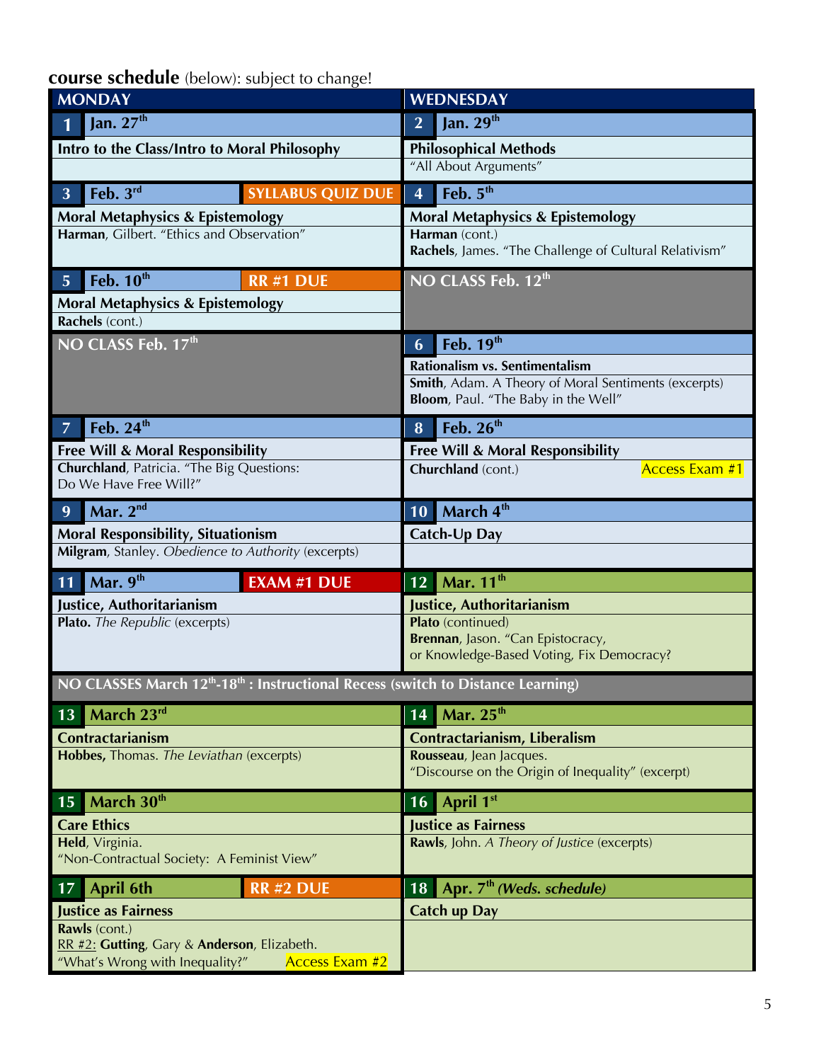**course schedule** (below): subject to change!

| MONDAY | WEDNESDAY |
|---|---|
| **1 Jan. 27th** | **2 Jan. 29th** |
| **Intro to the Class/Intro to Moral Philosophy** | **Philosophical Methods**<br>"All About Arguments" |
| **3 Feb. 3rd — SYLLABUS QUIZ DUE** | **4 Feb. 5th** |
| **Moral Metaphysics & Epistemology**<br>**Harman**, Gilbert. "Ethics and Observation" | **Moral Metaphysics & Epistemology**<br>**Harman** (cont.)<br>**Rachels**, James. "The Challenge of Cultural Relativism" |
| **5 Feb. 10th — RR #1 DUE** | **NO CLASS Feb. 12th** |
| **Moral Metaphysics & Epistemology**<br>**Rachels** (cont.) | |
| **NO CLASS Feb. 17th** | **6 Feb. 19th** |
| | **Rationalism vs. Sentimentalism**<br>**Smith**, Adam. A Theory of Moral Sentiments (excerpts)<br>**Bloom**, Paul. "The Baby in the Well" |
| **7 Feb. 24th** | **8 Feb. 26th** |
| **Free Will & Moral Responsibility**<br>**Churchland**, Patricia. "The Big Questions: Do We Have Free Will?" | **Free Will & Moral Responsibility**<br>**Churchland** (cont.) — Access Exam #1 |
| **9 Mar. 2nd** | **10 March 4th** |
| **Moral Responsibility, Situationism**<br>**Milgram**, Stanley. *Obedience to Authority* (excerpts) | **Catch-Up Day** |
| **11 Mar. 9th — EXAM #1 DUE** | **12 Mar. 11th** |
| **Justice, Authoritarianism**<br>**Plato.** *The Republic* (excerpts) | **Justice, Authoritarianism**<br>**Plato** (continued)<br>**Brennan**, Jason. "Can Epistocracy, or Knowledge-Based Voting, Fix Democracy? |
| **NO CLASSES March 12th-18th : Instructional Recess (switch to Distance Learning)** | |
| **13 March 23rd** | **14 Mar. 25th** |
| **Contractarianism**<br>**Hobbes,** Thomas. *The Leviathan* (excerpts) | **Contractarianism, Liberalism**<br>**Rousseau**, Jean Jacques. "Discourse on the Origin of Inequality" (excerpt) |
| **15 March 30th** | **16 April 1st** |
| **Care Ethics**<br>**Held**, Virginia. "Non-Contractual Society: A Feminist View" | **Justice as Fairness**<br>**Rawls**, John. *A Theory of Justice* (excerpts) |
| **17 April 6th — RR #2 DUE** | **18 Apr. 7th *(Weds. schedule)*** |
| **Justice as Fairness**<br>**Rawls** (cont.)<br>RR #2: **Gutting**, Gary & **Anderson**, Elizabeth. "What's Wrong with Inequality?" — Access Exam #2 | **Catch up Day** |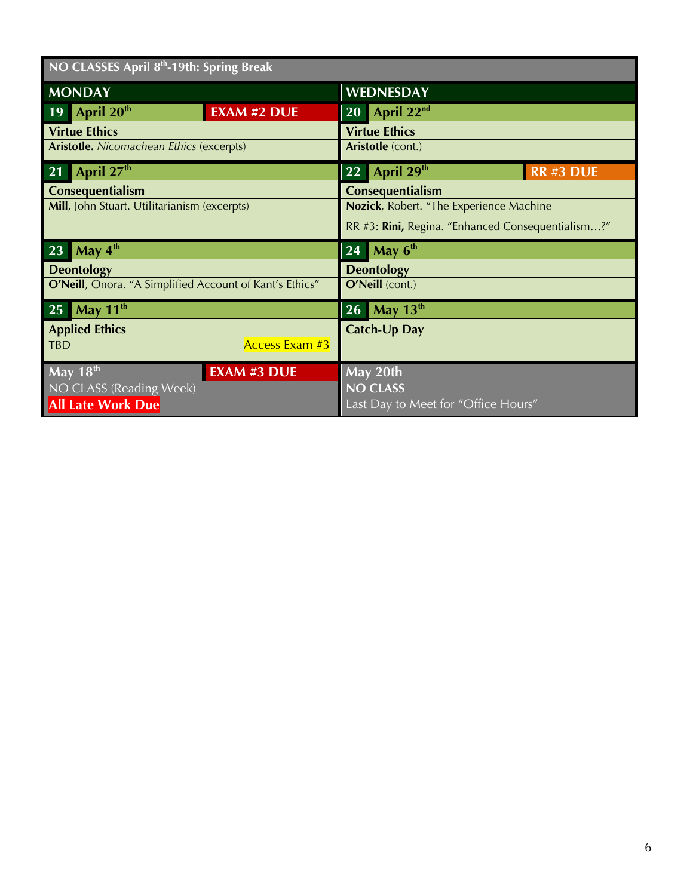| NO CLASSES April 8th-19th: Spring Break | |
| --- | --- |
| **MONDAY** | **WEDNESDAY** |
| **19 April 20th** — **EXAM #2 DUE** | **20 April 22nd** |
| **Virtue Ethics** | **Virtue Ethics** |
| **Aristotle.** *Nicomachean Ethics* (excerpts) | **Aristotle** (cont.) |
| **21 April 27th** | **22 April 29th** — **RR #3 DUE** |
| **Consequentialism** | **Consequentialism** |
| **Mill**, John Stuart. Utilitarianism (excerpts) | **Nozick**, Robert. "The Experience Machine<br><br>RR #3: **Rini,** Regina. "Enhanced Consequentialism…?" |
| **23 May 4th** | **24 May 6th** |
| **Deontology** | **Deontology** |
| **O'Neill**, Onora. "A Simplified Account of Kant's Ethics" | **O'Neill** (cont.) |
| **25 May 11th** | **26 May 13th** |
| **Applied Ethics** | **Catch-Up Day** |
| TBD — Access Exam #3 | |
| **May 18th** — **EXAM #3 DUE** | **May 20th** |
| NO CLASS (Reading Week)<br>**All Late Work Due** | **NO CLASS**<br>Last Day to Meet for "Office Hours" |